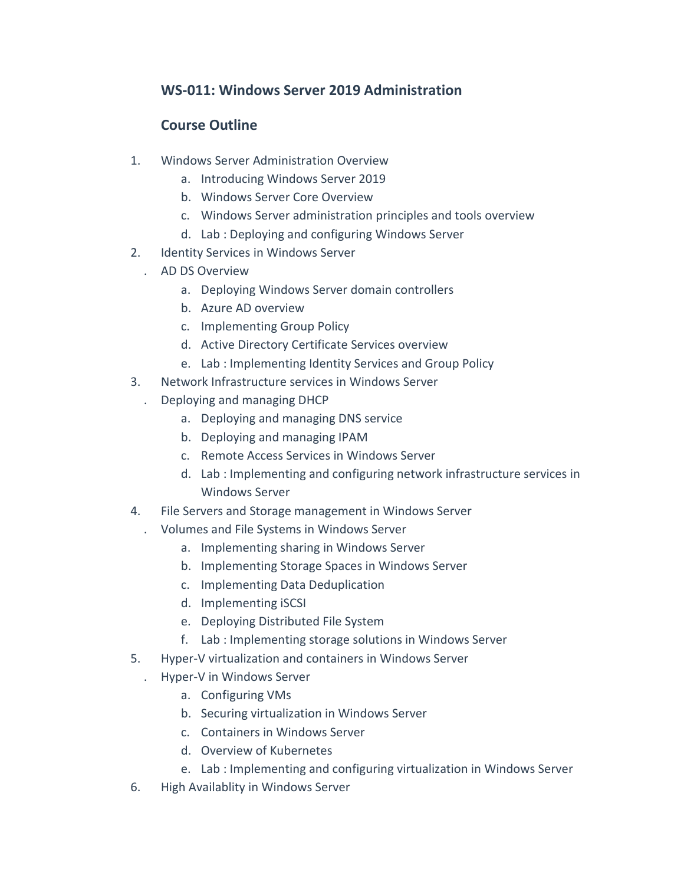## WS-011: Windows Server 2019 Administration

## Course Outline

1. Windows Server Administration Overview
    a. Introducing Windows Server 2019
    b. Windows Server Core Overview
    c. Windows Server administration principles and tools overview
    d. Lab : Deploying and configuring Windows Server
2. Identity Services in Windows Server
    . AD DS Overview
    a. Deploying Windows Server domain controllers
    b. Azure AD overview
    c. Implementing Group Policy
    d. Active Directory Certificate Services overview
    e. Lab : Implementing Identity Services and Group Policy
3. Network Infrastructure services in Windows Server
    . Deploying and managing DHCP
    a. Deploying and managing DNS service
    b. Deploying and managing IPAM
    c. Remote Access Services in Windows Server
    d. Lab : Implementing and configuring network infrastructure services in Windows Server
4. File Servers and Storage management in Windows Server
    . Volumes and File Systems in Windows Server
    a. Implementing sharing in Windows Server
    b. Implementing Storage Spaces in Windows Server
    c. Implementing Data Deduplication
    d. Implementing iSCSI
    e. Deploying Distributed File System
    f. Lab : Implementing storage solutions in Windows Server
5. Hyper-V virtualization and containers in Windows Server
    . Hyper-V in Windows Server
    a. Configuring VMs
    b. Securing virtualization in Windows Server
    c. Containers in Windows Server
    d. Overview of Kubernetes
    e. Lab : Implementing and configuring virtualization in Windows Server
6. High Availablity in Windows Server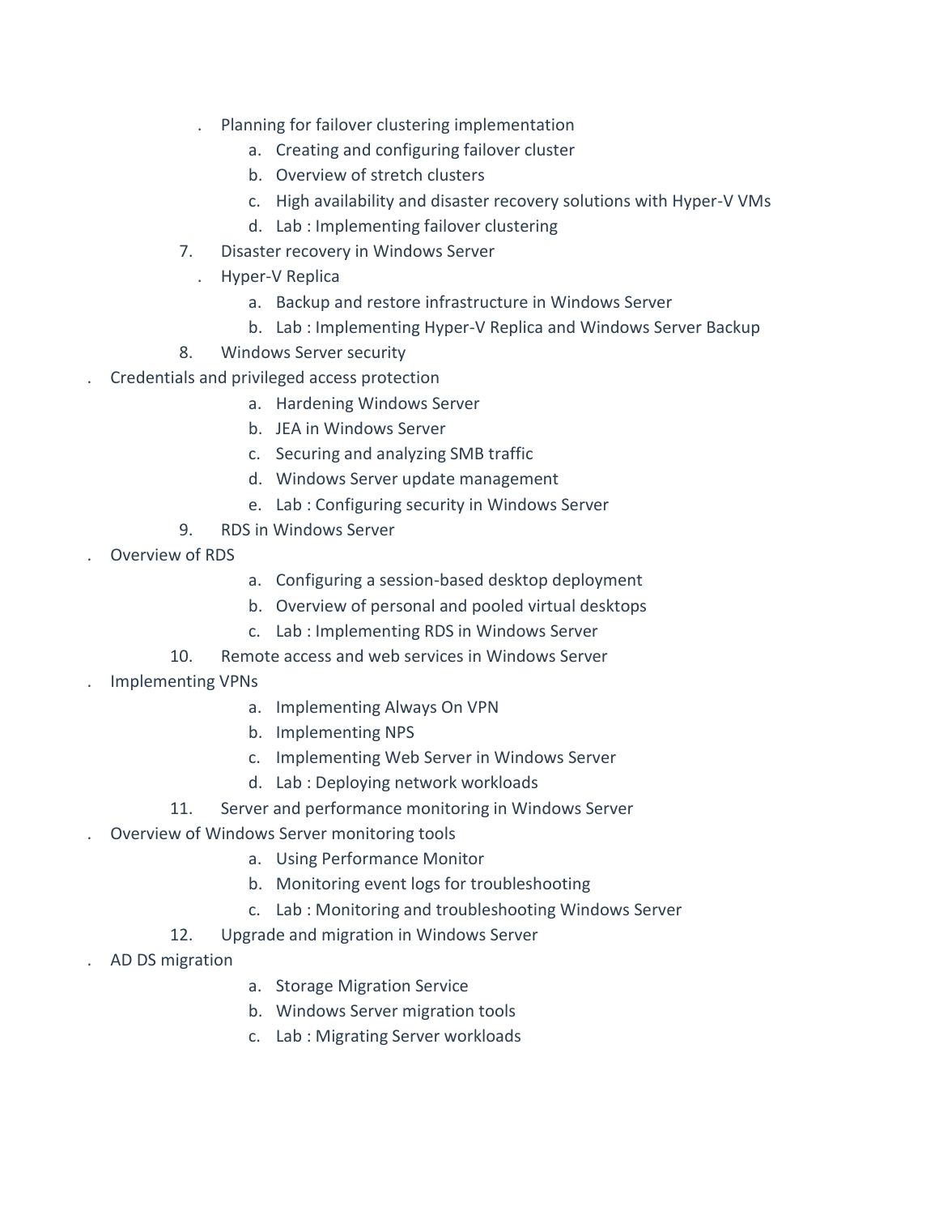- Planning for failover clustering implementation
    a. Creating and configuring failover cluster
    b. Overview of stretch clusters
    c. High availability and disaster recovery solutions with Hyper-V VMs
    d. Lab : Implementing failover clustering

7. Disaster recovery in Windows Server
   - Hyper-V Replica
     a. Backup and restore infrastructure in Windows Server
     b. Lab : Implementing Hyper-V Replica and Windows Server Backup

8. Windows Server security
   - Credentials and privileged access protection
     a. Hardening Windows Server
     b. JEA in Windows Server
     c. Securing and analyzing SMB traffic
     d. Windows Server update management
     e. Lab : Configuring security in Windows Server

9. RDS in Windows Server
   - Overview of RDS
     a. Configuring a session-based desktop deployment
     b. Overview of personal and pooled virtual desktops
     c. Lab : Implementing RDS in Windows Server

10. Remote access and web services in Windows Server
    - Implementing VPNs
      a. Implementing Always On VPN
      b. Implementing NPS
      c. Implementing Web Server in Windows Server
      d. Lab : Deploying network workloads

11. Server and performance monitoring in Windows Server
    - Overview of Windows Server monitoring tools
      a. Using Performance Monitor
      b. Monitoring event logs for troubleshooting
      c. Lab : Monitoring and troubleshooting Windows Server

12. Upgrade and migration in Windows Server
    - AD DS migration
      a. Storage Migration Service
      b. Windows Server migration tools
      c. Lab : Migrating Server workloads